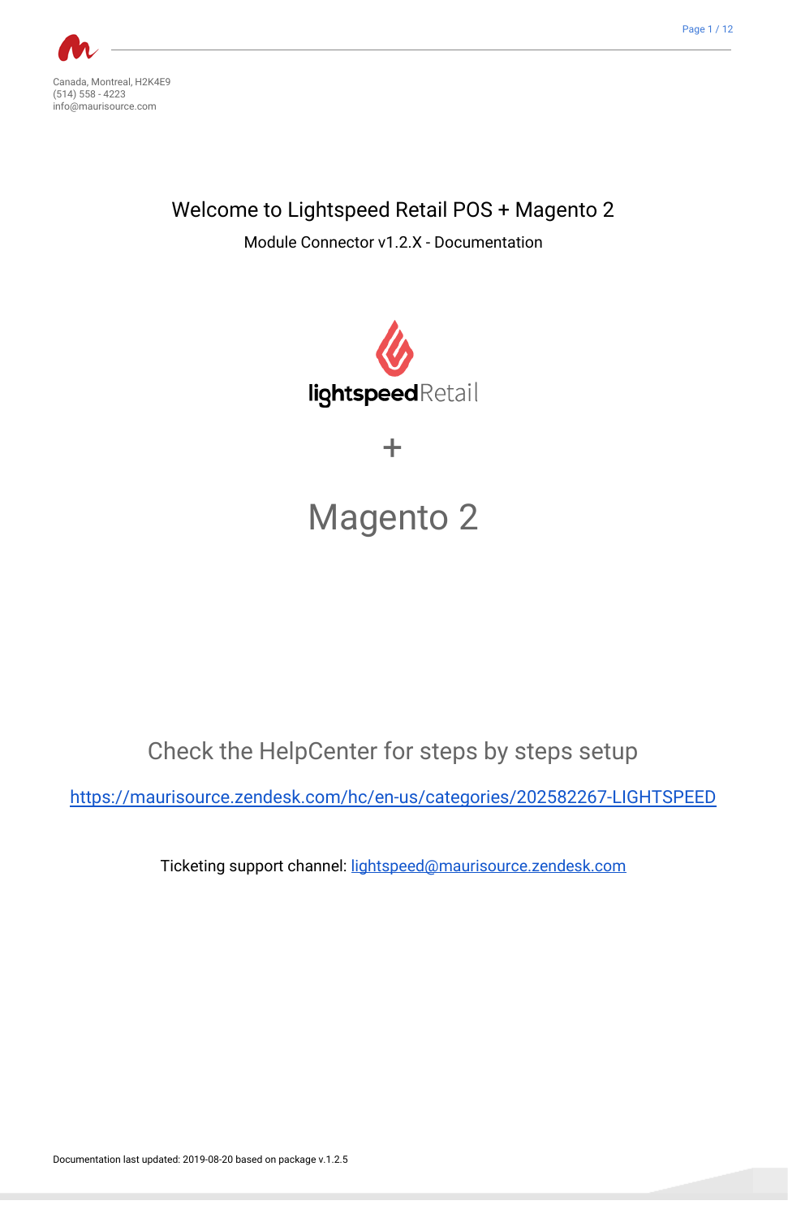Canada, Montreal, H2K4E9
(514) 558 - 4223
info@maurisource.com

# Welcome to Lightspeed Retail POS + Magento 2

Module Connector v1.2.X - Documentation

lightspeedRetail

+

Magento 2

## Check the HelpCenter for steps by steps setup

https://maurisource.zendesk.com/hc/en-us/categories/202582267-LIGHTSPEED

Ticketing support channel: lightspeed@maurisource.zendesk.com

Documentation last updated: 2019-08-20 based on package v.1.2.5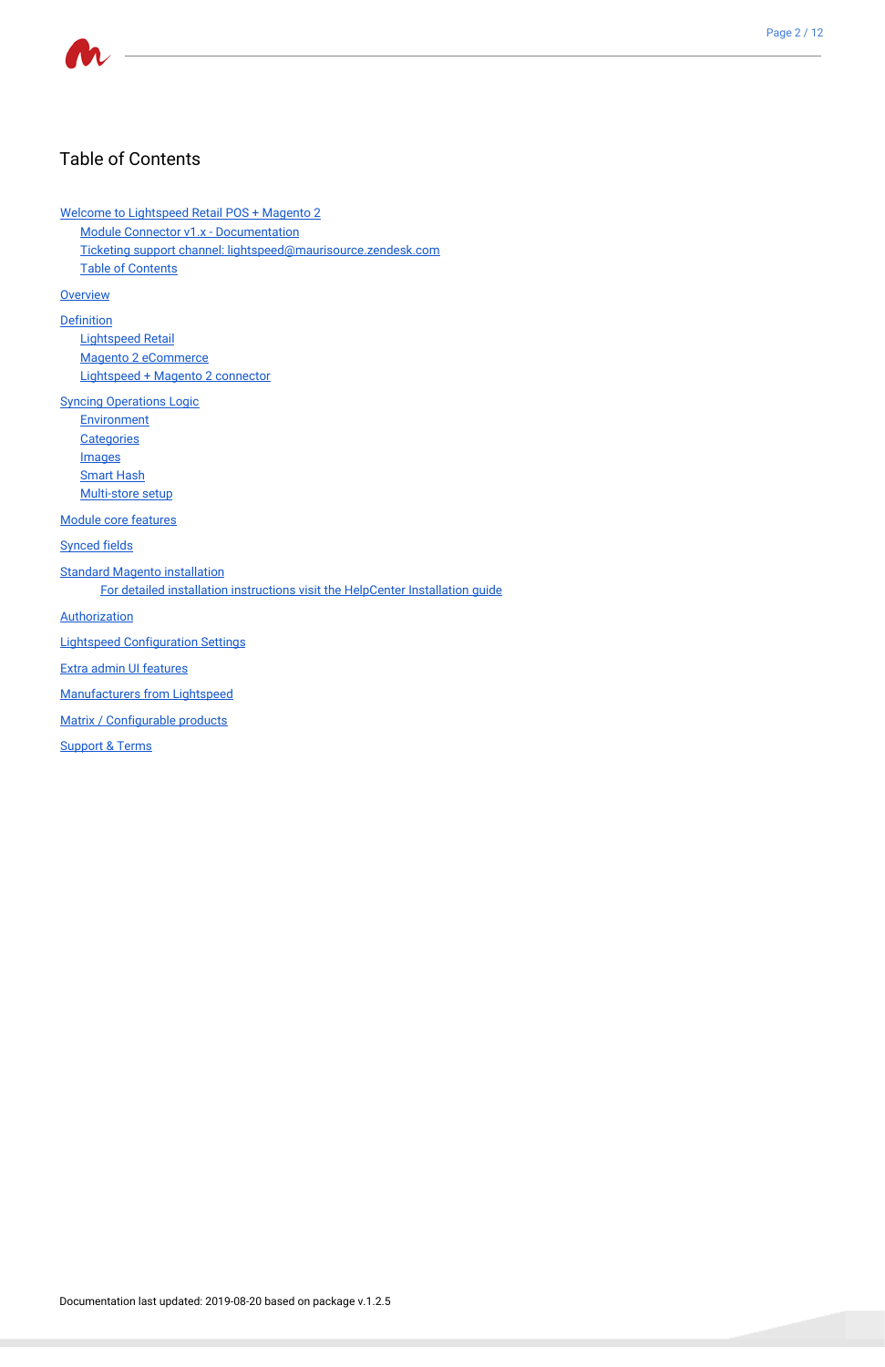# Table of Contents

- Welcome to Lightspeed Retail POS + Magento 2
    - Module Connector v1.x - Documentation
    - Ticketing support channel: lightspeed@maurisource.zendesk.com
    - Table of Contents
- Overview
- Definition
    - Lightspeed Retail
    - Magento 2 eCommerce
    - Lightspeed + Magento 2 connector
- Syncing Operations Logic
    - Environment
    - Categories
    - Images
    - Smart Hash
    - Multi-store setup
- Module core features
- Synced fields
- Standard Magento installation
    - For detailed installation instructions visit the HelpCenter Installation guide
- Authorization
- Lightspeed Configuration Settings
- Extra admin UI features
- Manufacturers from Lightspeed
- Matrix / Configurable products
- Support & Terms

Documentation last updated: 2019-08-20 based on package v.1.2.5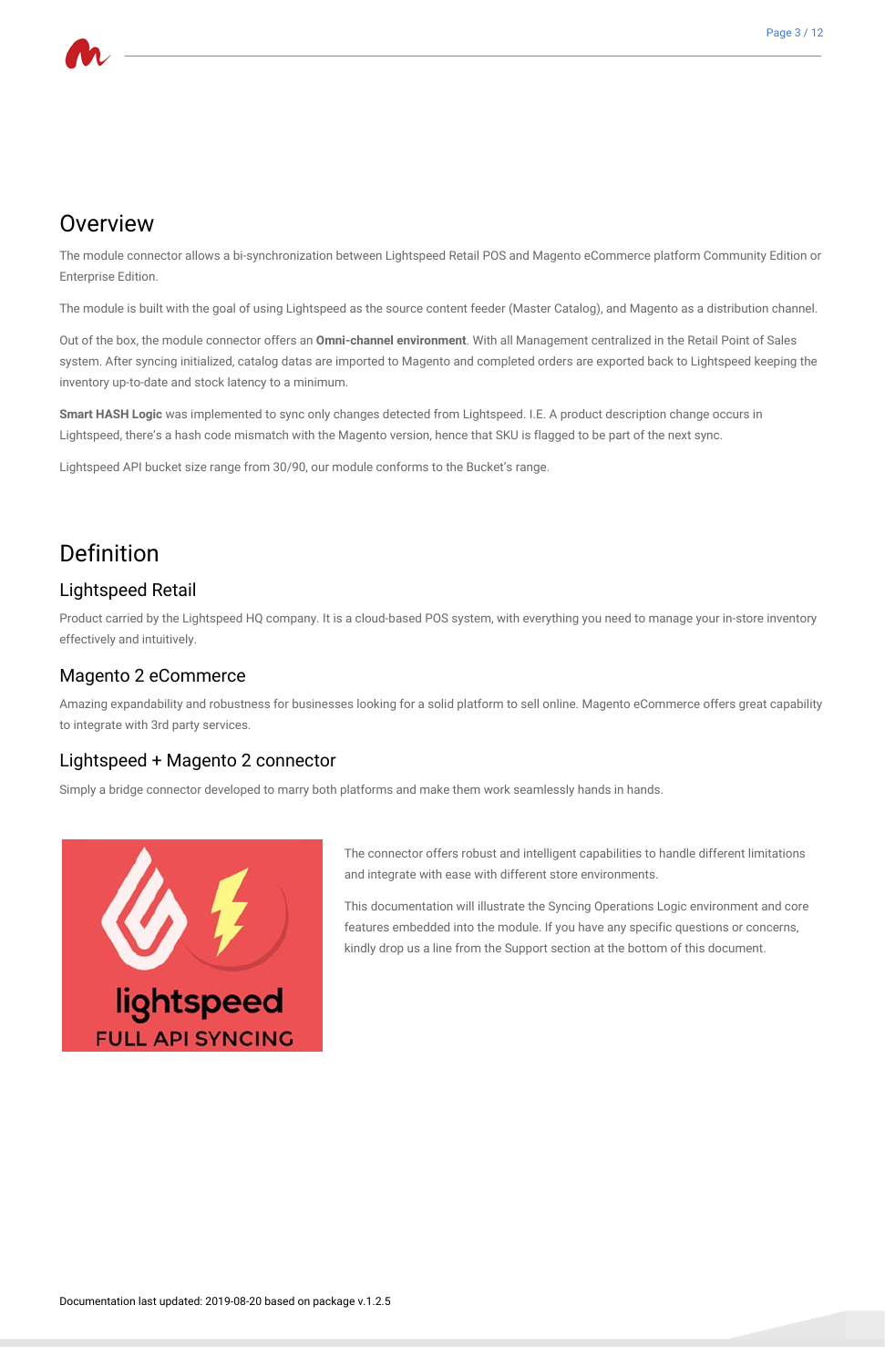# Overview

The module connector allows a bi-synchronization between Lightspeed Retail POS and Magento eCommerce platform Community Edition or Enterprise Edition.

The module is built with the goal of using Lightspeed as the source content feeder (Master Catalog), and Magento as a distribution channel.

Out of the box, the module connector offers an **Omni-channel environment**. With all Management centralized in the Retail Point of Sales system. After syncing initialized, catalog datas are imported to Magento and completed orders are exported back to Lightspeed keeping the inventory up-to-date and stock latency to a minimum.

**Smart HASH Logic** was implemented to sync only changes detected from Lightspeed. I.E. A product description change occurs in Lightspeed, there's a hash code mismatch with the Magento version, hence that SKU is flagged to be part of the next sync.

Lightspeed API bucket size range from 30/90, our module conforms to the Bucket's range.

# Definition

## Lightspeed Retail

Product carried by the Lightspeed HQ company. It is a cloud-based POS system, with everything you need to manage your in-store inventory effectively and intuitively.

## Magento 2 eCommerce

Amazing expandability and robustness for businesses looking for a solid platform to sell online. Magento eCommerce offers great capability to integrate with 3rd party services.

## Lightspeed + Magento 2 connector

Simply a bridge connector developed to marry both platforms and make them work seamlessly hands in hands.

The connector offers robust and intelligent capabilities to handle different limitations and integrate with ease with different store environments.

This documentation will illustrate the Syncing Operations Logic environment and core features embedded into the module. If you have any specific questions or concerns, kindly drop us a line from the Support section at the bottom of this document.

Documentation last updated: 2019-08-20 based on package v.1.2.5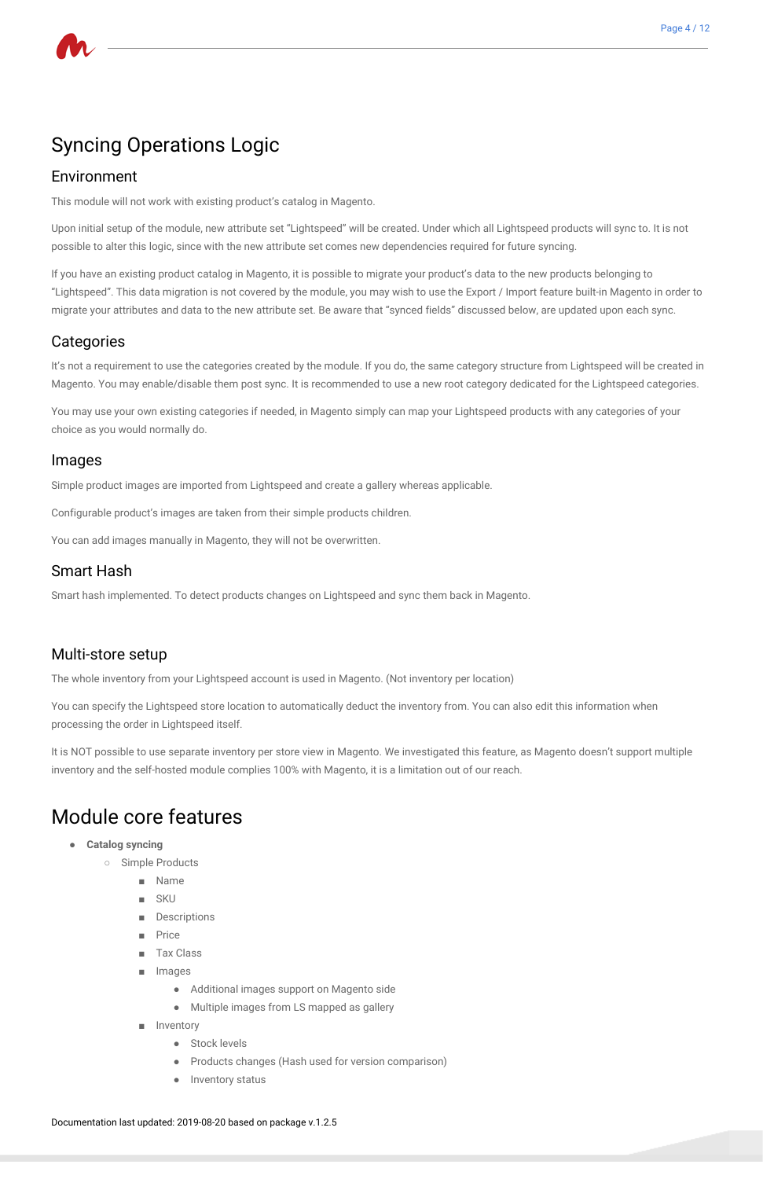# Syncing Operations Logic

## Environment

This module will not work with existing product's catalog in Magento.

Upon initial setup of the module, new attribute set "Lightspeed" will be created. Under which all Lightspeed products will sync to. It is not possible to alter this logic, since with the new attribute set comes new dependencies required for future syncing.

If you have an existing product catalog in Magento, it is possible to migrate your product's data to the new products belonging to "Lightspeed". This data migration is not covered by the module, you may wish to use the Export / Import feature built-in Magento in order to migrate your attributes and data to the new attribute set. Be aware that "synced fields" discussed below, are updated upon each sync.

## Categories

It's not a requirement to use the categories created by the module. If you do, the same category structure from Lightspeed will be created in Magento. You may enable/disable them post sync. It is recommended to use a new root category dedicated for the Lightspeed categories.

You may use your own existing categories if needed, in Magento simply can map your Lightspeed products with any categories of your choice as you would normally do.

## Images

Simple product images are imported from Lightspeed and create a gallery whereas applicable.

Configurable product's images are taken from their simple products children.

You can add images manually in Magento, they will not be overwritten.

## Smart Hash

Smart hash implemented. To detect products changes on Lightspeed and sync them back in Magento.

## Multi-store setup

The whole inventory from your Lightspeed account is used in Magento. (Not inventory per location)

You can specify the Lightspeed store location to automatically deduct the inventory from. You can also edit this information when processing the order in Lightspeed itself.

It is NOT possible to use separate inventory per store view in Magento. We investigated this feature, as Magento doesn't support multiple inventory and the self-hosted module complies 100% with Magento, it is a limitation out of our reach.

# Module core features

- **Catalog syncing**
  - Simple Products
    - Name
    - SKU
    - Descriptions
    - Price
    - Tax Class
    - Images
      - Additional images support on Magento side
      - Multiple images from LS mapped as gallery
    - Inventory
      - Stock levels
      - Products changes (Hash used for version comparison)
      - Inventory status

Documentation last updated: 2019-08-20 based on package v.1.2.5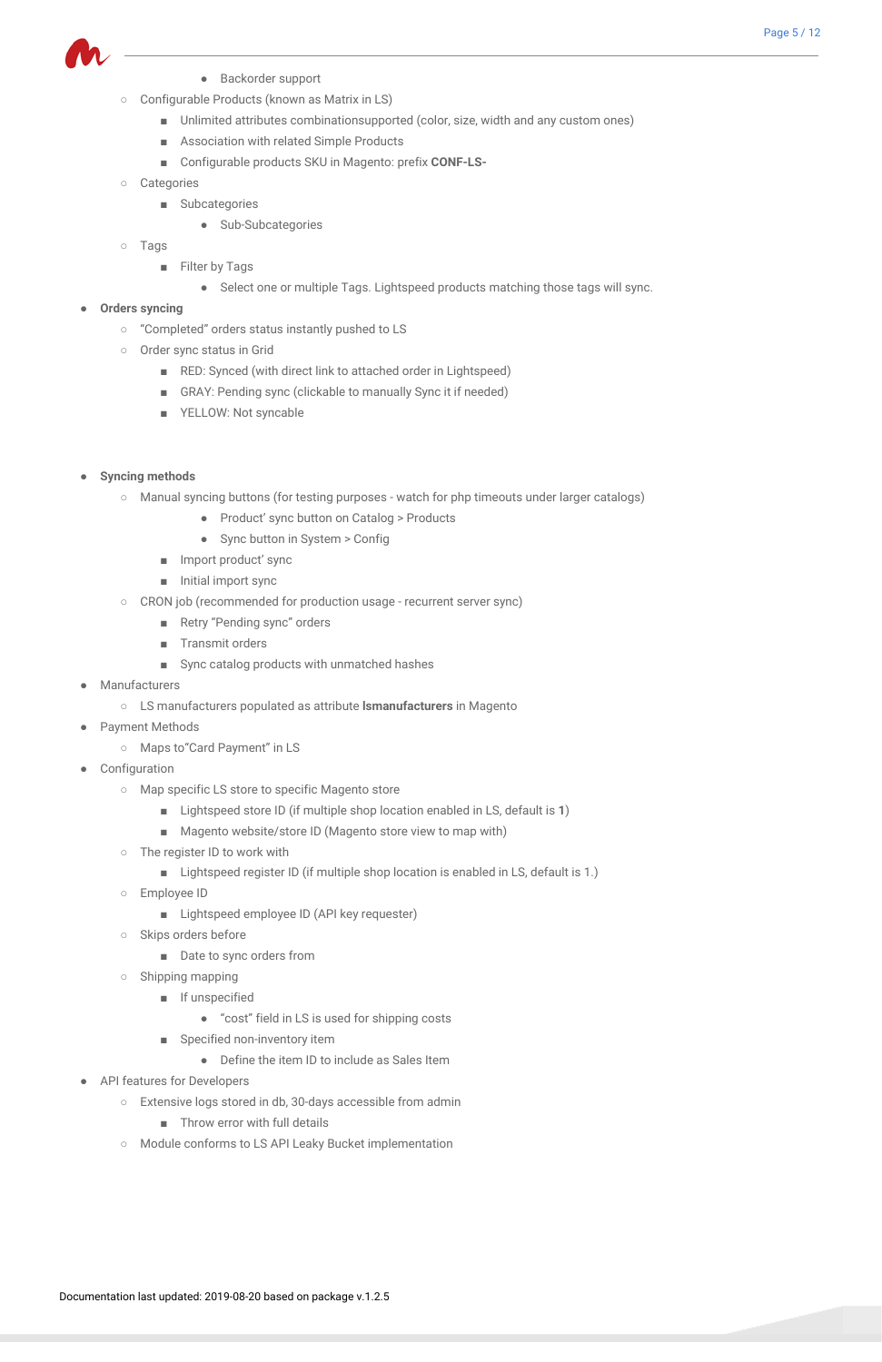- Backorder support
    - Configurable Products (known as Matrix in LS)
        - Unlimited attributes combinationsupported (color, size, width and any custom ones)
        - Association with related Simple Products
        - Configurable products SKU in Magento: prefix **CONF-LS-**
    - Categories
        - Subcategories
            - Sub-Subcategories
    - Tags
        - Filter by Tags
            - Select one or multiple Tags. Lightspeed products matching those tags will sync.
- **Orders syncing**
    - "Completed" orders status instantly pushed to LS
    - Order sync status in Grid
        - RED: Synced (with direct link to attached order in Lightspeed)
        - GRAY: Pending sync (clickable to manually Sync it if needed)
        - YELLOW: Not syncable

- **Syncing methods**
    - Manual syncing buttons (for testing purposes - watch for php timeouts under larger catalogs)
            - Product' sync button on Catalog > Products
            - Sync button in System > Config
        - Import product' sync
        - Initial import sync
    - CRON job (recommended for production usage - recurrent server sync)
        - Retry "Pending sync" orders
        - Transmit orders
        - Sync catalog products with unmatched hashes
- Manufacturers
    - LS manufacturers populated as attribute **lsmanufacturers** in Magento
- Payment Methods
    - Maps to"Card Payment" in LS
- Configuration
    - Map specific LS store to specific Magento store
        - Lightspeed store ID (if multiple shop location enabled in LS, default is **1**)
        - Magento website/store ID (Magento store view to map with)
    - The register ID to work with
        - Lightspeed register ID (if multiple shop location is enabled in LS, default is 1.)
    - Employee ID
        - Lightspeed employee ID (API key requester)
    - Skips orders before
        - Date to sync orders from
    - Shipping mapping
        - If unspecified
            - "cost" field in LS is used for shipping costs
        - Specified non-inventory item
            - Define the item ID to include as Sales Item
- API features for Developers
    - Extensive logs stored in db, 30-days accessible from admin
        - Throw error with full details
    - Module conforms to LS API Leaky Bucket implementation

Documentation last updated: 2019-08-20 based on package v.1.2.5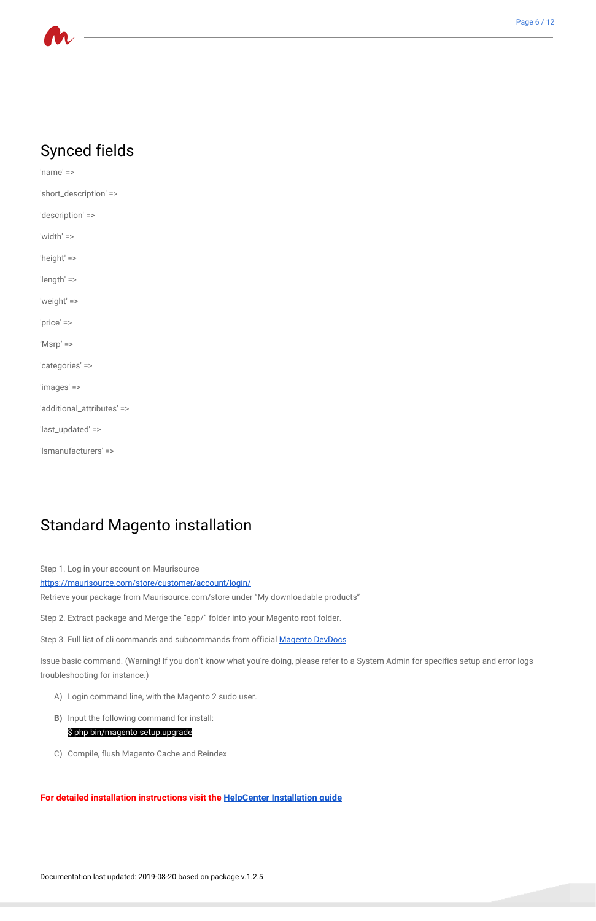## Synced fields

'name' =>

'short_description' =>

'description' =>

'width' =>

'height' =>

'length' =>

'weight' =>

'price' =>

'Msrp' =>

'categories' =>

'images' =>

'additional_attributes' =>

'last_updated' =>

'Ismanufacturers' =>

## Standard Magento installation

Step 1. Log in your account on Maurisource
https://maurisource.com/store/customer/account/login/
Retrieve your package from Maurisource.com/store under "My downloadable products"

Step 2. Extract package and Merge the "app/" folder into your Magento root folder.

Step 3. Full list of cli commands and subcommands from official Magento DevDocs

Issue basic command. (Warning! If you don't know what you're doing, please refer to a System Admin for specifics setup and error logs troubleshooting for instance.)

A) Login command line, with the Magento 2 sudo user.

**B)** Input the following command for install:

```
$ php bin/magento setup:upgrade
```

C) Compile, flush Magento Cache and Reindex

**For detailed installation instructions visit the HelpCenter Installation guide**

Documentation last updated: 2019-08-20 based on package v.1.2.5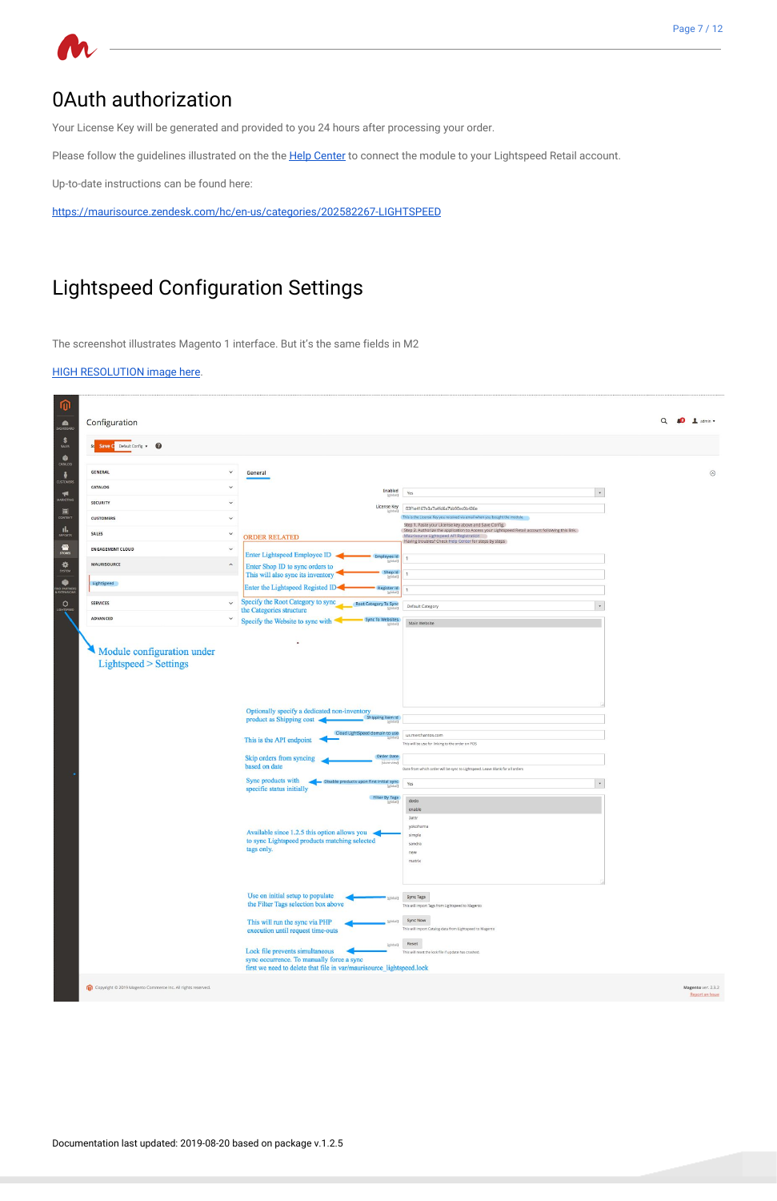# 0Auth authorization

Your License Key will be generated and provided to you 24 hours after processing your order.

Please follow the guidelines illustrated on the the Help Center to connect the module to your Lightspeed Retail account.

Up-to-date instructions can be found here:

https://maurisource.zendesk.com/hc/en-us/categories/202582267-LIGHTSPEED

# Lightspeed Configuration Settings

The screenshot illustrates Magento 1 interface. But it's the same fields in M2

HIGH RESOLUTION image here.

Module configuration under Lightspeed > Settings

ORDER RELATED

Enter Lightspeed Employee ID

Enter Shop ID to sync orders to. This will also sync its inventory

Enter the Lightspeed Registed ID

Specify the Root Category to sync the Categories structure

Specify the Website to sync with

Optionally specify a dedicated non-inventory product as Shipping cost

This is the API endpoint

Skip orders from syncing based on date

Sync products with specific status initially

Available since 1.2.5 this option allows you to sync Lightspeed products matching selected tags only.

Use on initial setup to populate the Filter Tags selection box above

This will run the sync via PHP execution until request time-outs

Lock file prevents simultaneous sync occurrence. To manually force a sync first we need to delete that file in var/maurisource_lightspeed.lock

Documentation last updated: 2019-08-20 based on package v.1.2.5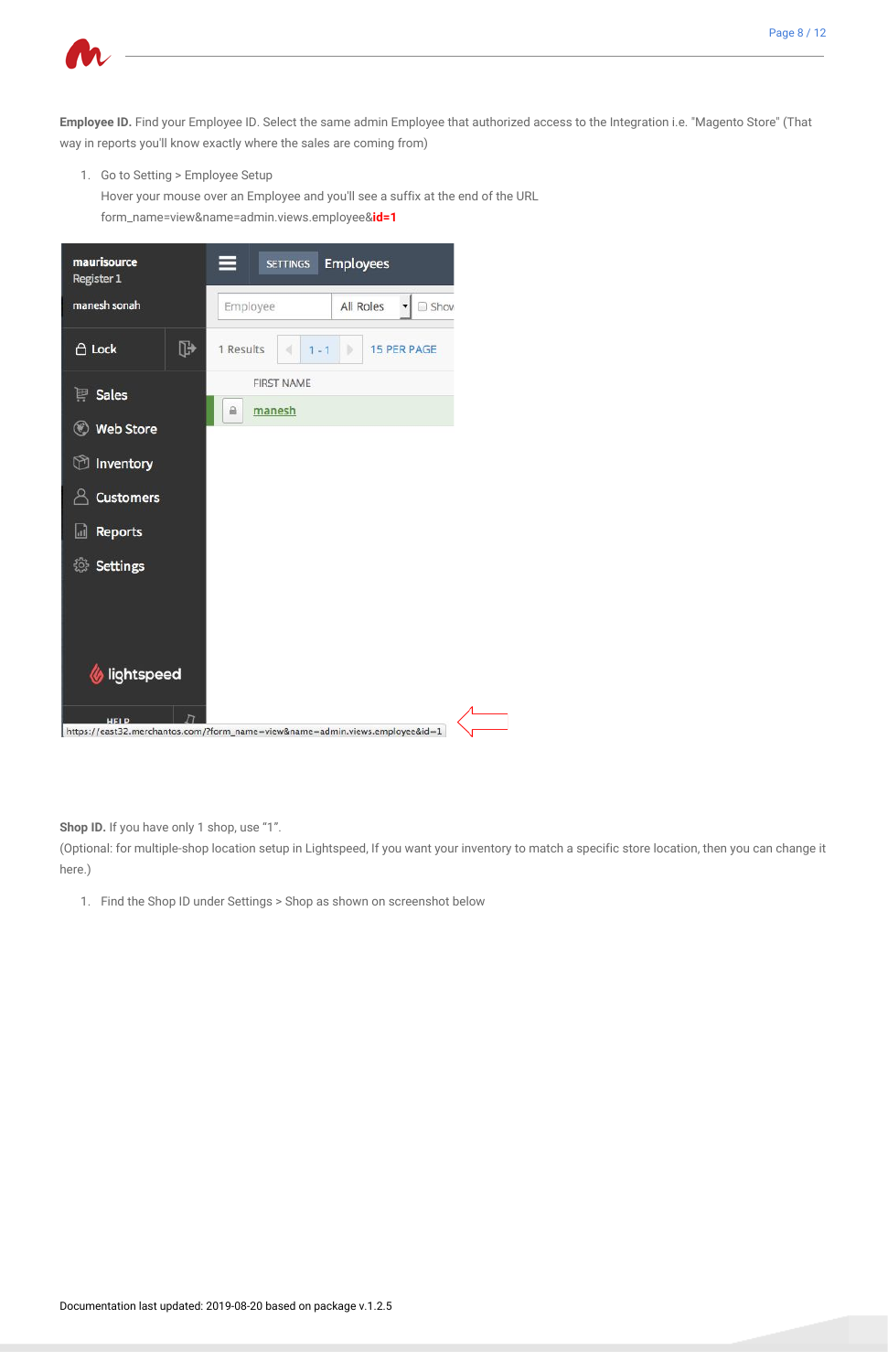**Employee ID.** Find your Employee ID. Select the same admin Employee that authorized access to the Integration i.e. "Magento Store" (That way in reports you'll know exactly where the sales are coming from)

1. Go to Setting > Employee Setup
   Hover your mouse over an Employee and you'll see a suffix at the end of the URL
   form_name=view&name=admin.views.employee&**id=1**

**Shop ID.** If you have only 1 shop, use "1".
(Optional: for multiple-shop location setup in Lightspeed, If you want your inventory to match a specific store location, then you can change it here.)

1. Find the Shop ID under Settings > Shop as shown on screenshot below

Documentation last updated: 2019-08-20 based on package v.1.2.5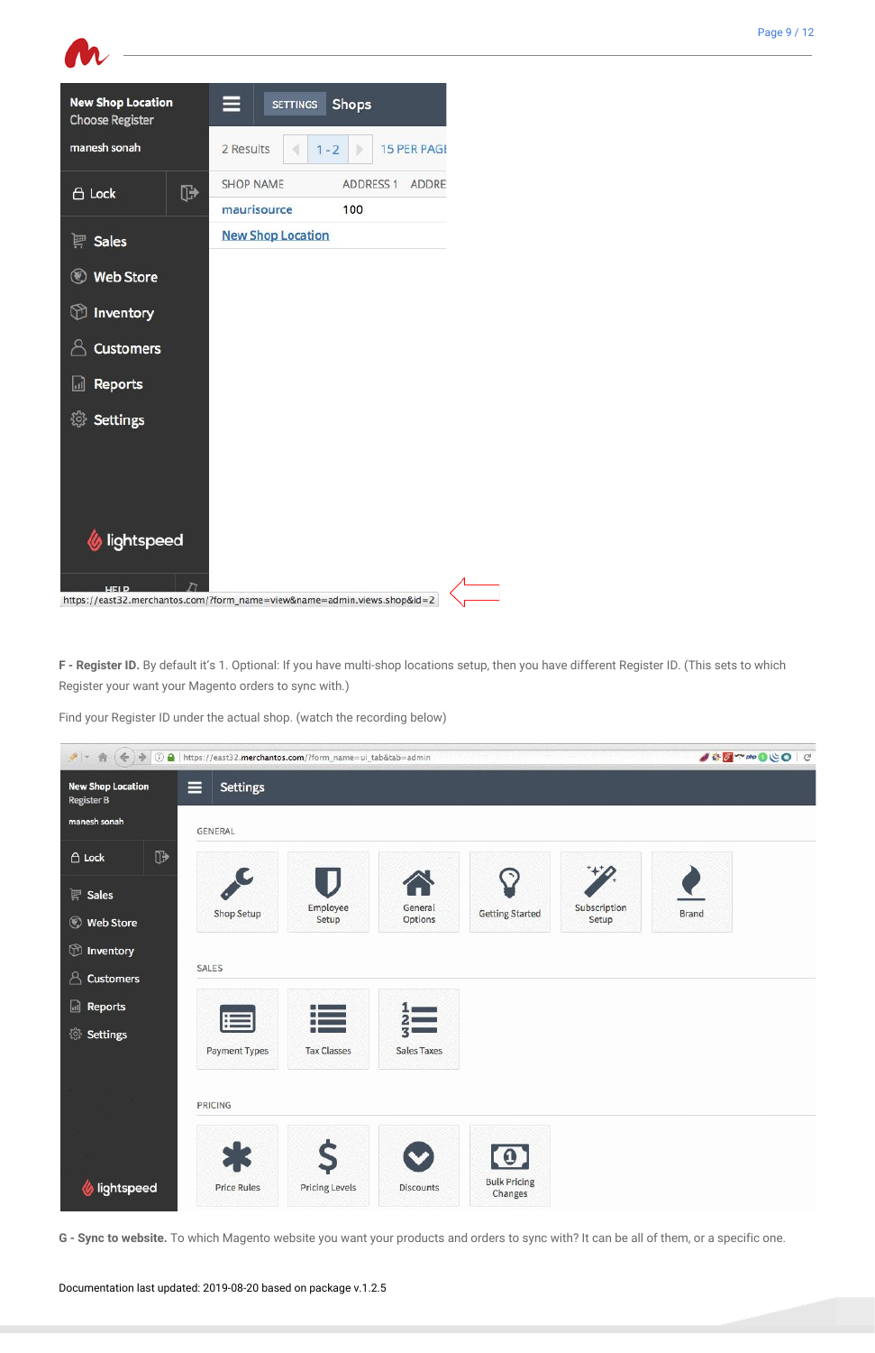**F - Register ID.** By default it's 1. Optional: If you have multi-shop locations setup, then you have different Register ID. (This sets to which Register your want your Magento orders to sync with.)

Find your Register ID under the actual shop. (watch the recording below)

**G - Sync to website.** To which Magento website you want your products and orders to sync with? It can be all of them, or a specific one.

Documentation last updated: 2019-08-20 based on package v.1.2.5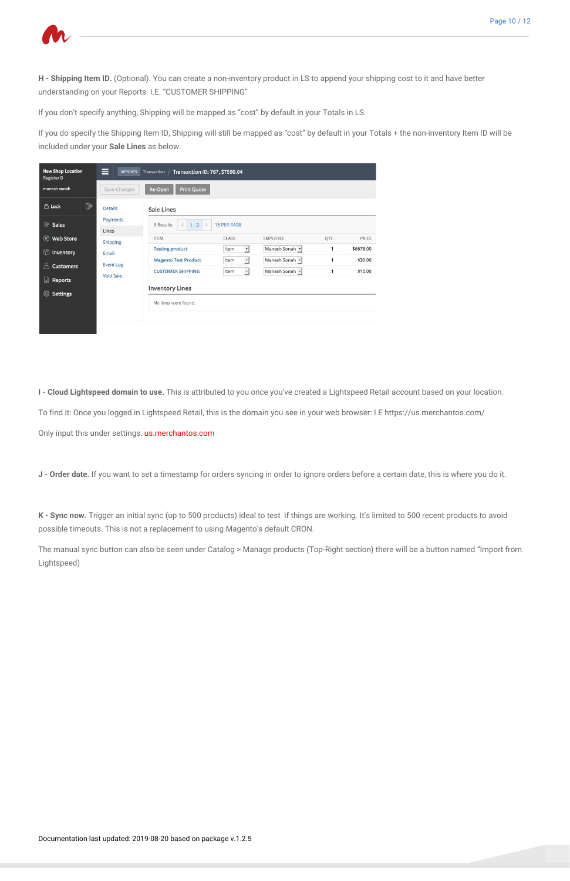**H - Shipping Item ID.** (Optional). You can create a non-inventory product in LS to append your shipping cost to it and have better understanding on your Reports. I.E. "CUSTOMER SHIPPING"

If you don't specify anything, Shipping will be mapped as "cost" by default in your Totals in LS.

If you do specify the Shipping Item ID, Shipping will still be mapped as "cost" by default in your Totals + the non-inventory Item ID will be included under your **Sale Lines** as below.

**I - Cloud Lightspeed domain to use.** This is attributed to you once you've created a Lightspeed Retail account based on your location.

To find it: Once you logged in Lightspeed Retail, this is the domain you see in your web browser: I.E https://us.merchantos.com/

Only input this under settings: us.merchantos.com

**J - Order date.** If you want to set a timestamp for orders syncing in order to ignore orders before a certain date, this is where you do it.

**K - Sync now.** Trigger an initial sync (up to 500 products) ideal to test if things are working. It's limited to 500 recent products to avoid possible timeouts. This is not a replacement to using Magento's default CRON.

The manual sync button can also be seen under Catalog > Manage products (Top-Right section) there will be a button named "Import from Lightspeed)

Documentation last updated: 2019-08-20 based on package v.1.2.5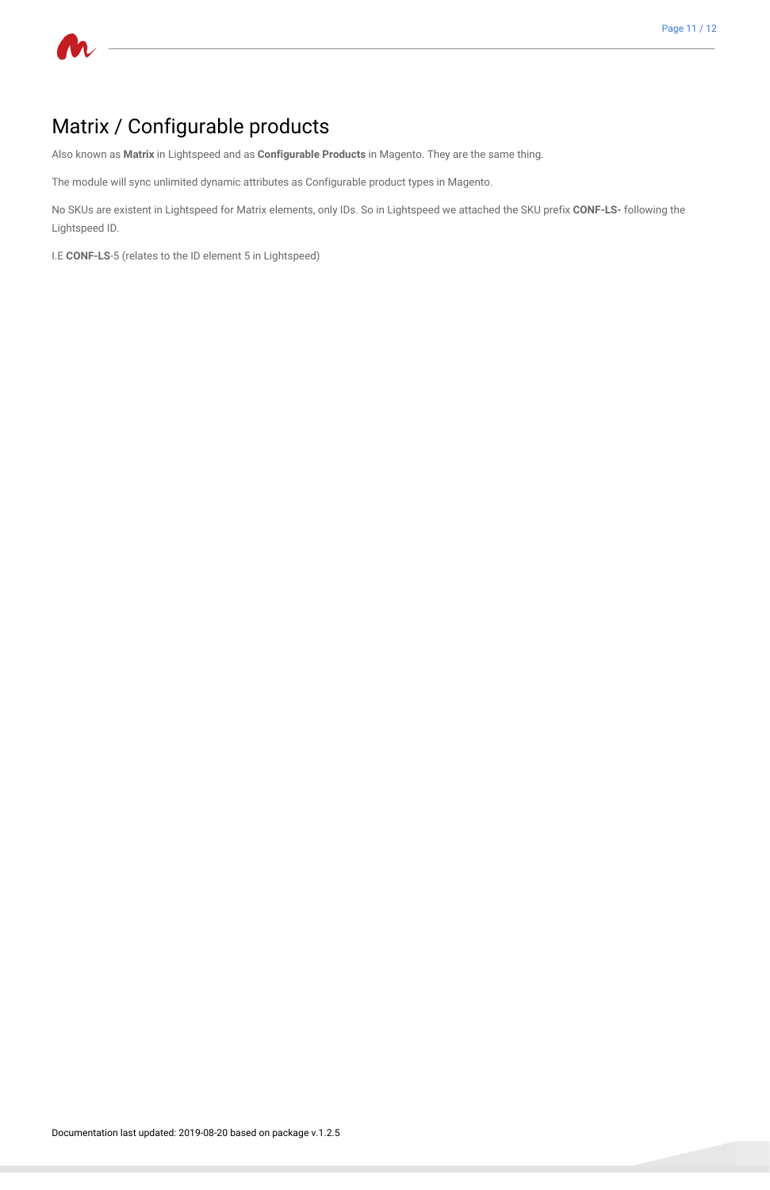# Matrix / Configurable products

Also known as **Matrix** in Lightspeed and as **Configurable Products** in Magento. They are the same thing.

The module will sync unlimited dynamic attributes as Configurable product types in Magento.

No SKUs are existent in Lightspeed for Matrix elements, only IDs. So in Lightspeed we attached the SKU prefix **CONF-LS-** following the Lightspeed ID.

I.E **CONF-LS**-5 (relates to the ID element 5 in Lightspeed)

Documentation last updated: 2019-08-20 based on package v.1.2.5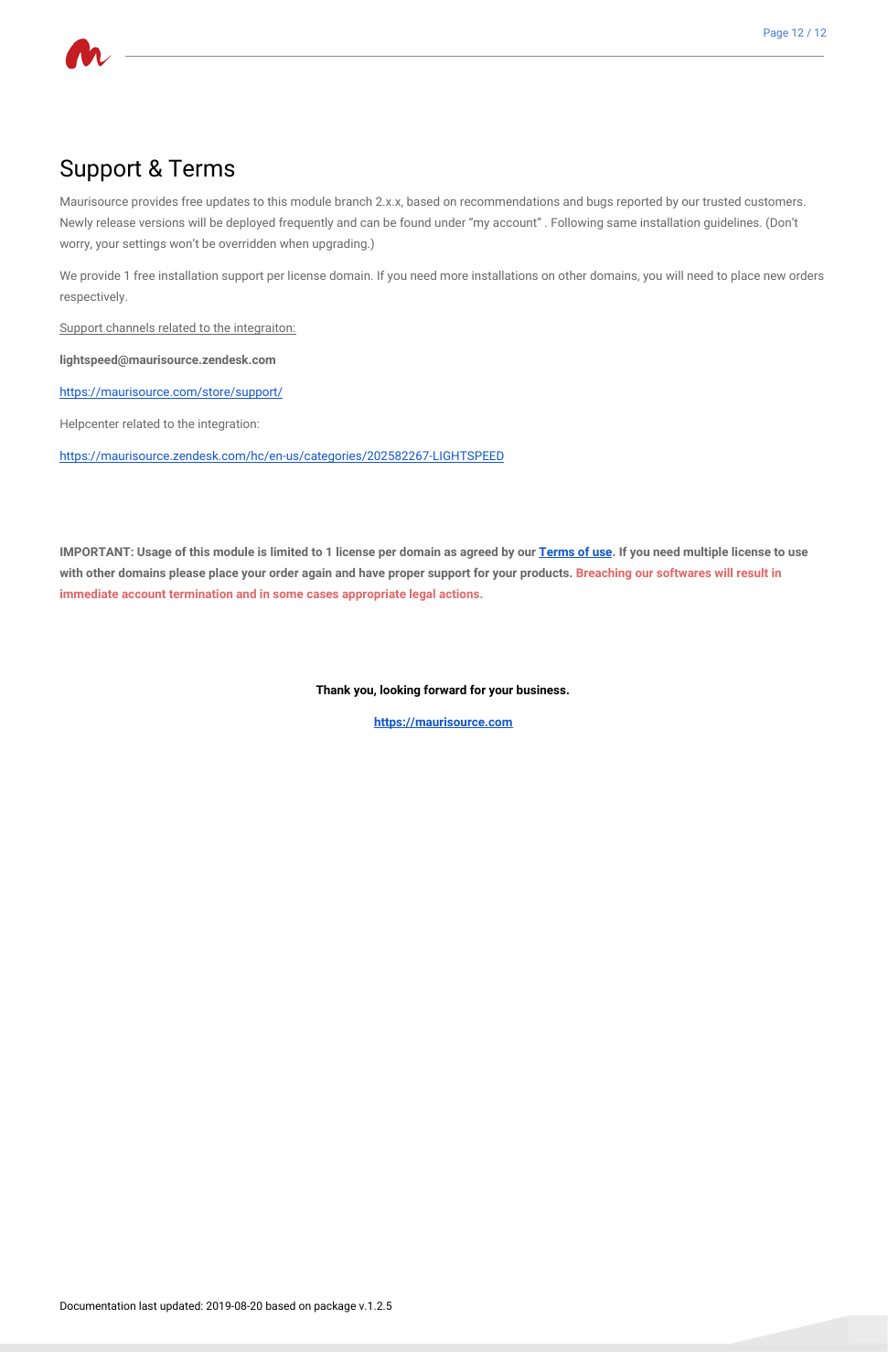# Support & Terms

Maurisource provides free updates to this module branch 2.x.x, based on recommendations and bugs reported by our trusted customers. Newly release versions will be deployed frequently and can be found under "my account" . Following same installation guidelines. (Don't worry, your settings won't be overridden when upgrading.)

We provide 1 free installation support per license domain. If you need more installations on other domains, you will need to place new orders respectively.

Support channels related to the integraiton:

**lightspeed@maurisource.zendesk.com**

https://maurisource.com/store/support/

Helpcenter related to the integration:

https://maurisource.zendesk.com/hc/en-us/categories/202582267-LIGHTSPEED

**IMPORTANT: Usage of this module is limited to 1 license per domain as agreed by our Terms of use. If you need multiple license to use with other domains please place your order again and have proper support for your products. Breaching our softwares will result in immediate account termination and in some cases appropriate legal actions.**

**Thank you, looking forward for your business.**

**https://maurisource.com**

Documentation last updated: 2019-08-20 based on package v.1.2.5